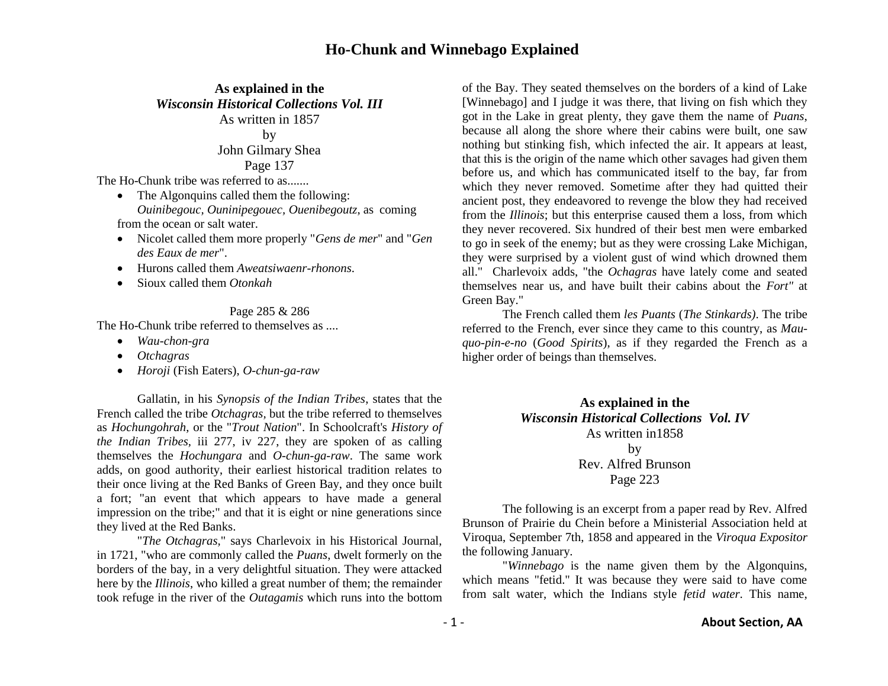# Ho-Chunk and Winnebago Explained

**As explained in the**
***Wisconsin Historical Collections Vol. III***
As written in 1857
by
John Gilmary Shea
Page 137

The Ho-Chunk tribe was referred to as.......

- The Algonquins called them the following: *Ouinibegouc, Ouninipegouec, Ouenibegoutz*, as coming from the ocean or salt water.
- Nicolet called them more properly "*Gens de mer*" and "*Gen des Eaux de mer*".
- Hurons called them *Aweatsiwaenr-rhonons*.
- Sioux called them *Otonkah*

Page 285 & 286

The Ho-Chunk tribe referred to themselves as ....

- *Wau-chon-gra*
- *Otchagras*
- *Horoji* (Fish Eaters), *O-chun-ga-raw*

Gallatin, in his *Synopsis of the Indian Tribes*, states that the French called the tribe *Otchagras*, but the tribe referred to themselves as *Hochungohrah*, or the "*Trout Nation*". In Schoolcraft's *History of the Indian Tribes*, iii 277, iv 227, they are spoken of as calling themselves the *Hochungara* and *O-chun-ga-raw*. The same work adds, on good authority, their earliest historical tradition relates to their once living at the Red Banks of Green Bay, and they once built a fort; "an event that which appears to have made a general impression on the tribe;" and that it is eight or nine generations since they lived at the Red Banks.

"*The Otchagras*," says Charlevoix in his Historical Journal, in 1721, "who are commonly called the *Puans*, dwelt formerly on the borders of the bay, in a very delightful situation. They were attacked here by the *Illinois*, who killed a great number of them; the remainder took refuge in the river of the *Outagamis* which runs into the bottom of the Bay. They seated themselves on the borders of a kind of Lake [Winnebago] and I judge it was there, that living on fish which they got in the Lake in great plenty, they gave them the name of *Puans*, because all along the shore where their cabins were built, one saw nothing but stinking fish, which infected the air. It appears at least, that this is the origin of the name which other savages had given them before us, and which has communicated itself to the bay, far from which they never removed. Sometime after they had quitted their ancient post, they endeavored to revenge the blow they had received from the *Illinois*; but this enterprise caused them a loss, from which they never recovered. Six hundred of their best men were embarked to go in seek of the enemy; but as they were crossing Lake Michigan, they were surprised by a violent gust of wind which drowned them all." Charlevoix adds, "the *Ochagras* have lately come and seated themselves near us, and have built their cabins about the *Fort"* at Green Bay."

The French called them *les Puants* (*The Stinkards)*. The tribe referred to the French, ever since they came to this country, as *Mau-quo-pin-e-no* (*Good Spirits*), as if they regarded the French as a higher order of beings than themselves.

**As explained in the**
***Wisconsin Historical Collections Vol. IV***
As written in1858
by
Rev. Alfred Brunson
Page 223

The following is an excerpt from a paper read by Rev. Alfred Brunson of Prairie du Chein before a Ministerial Association held at Viroqua, September 7th, 1858 and appeared in the *Viroqua Expositor* the following January.

"*Winnebago* is the name given them by the Algonquins, which means "fetid." It was because they were said to have come from salt water, which the Indians style *fetid water*. This name,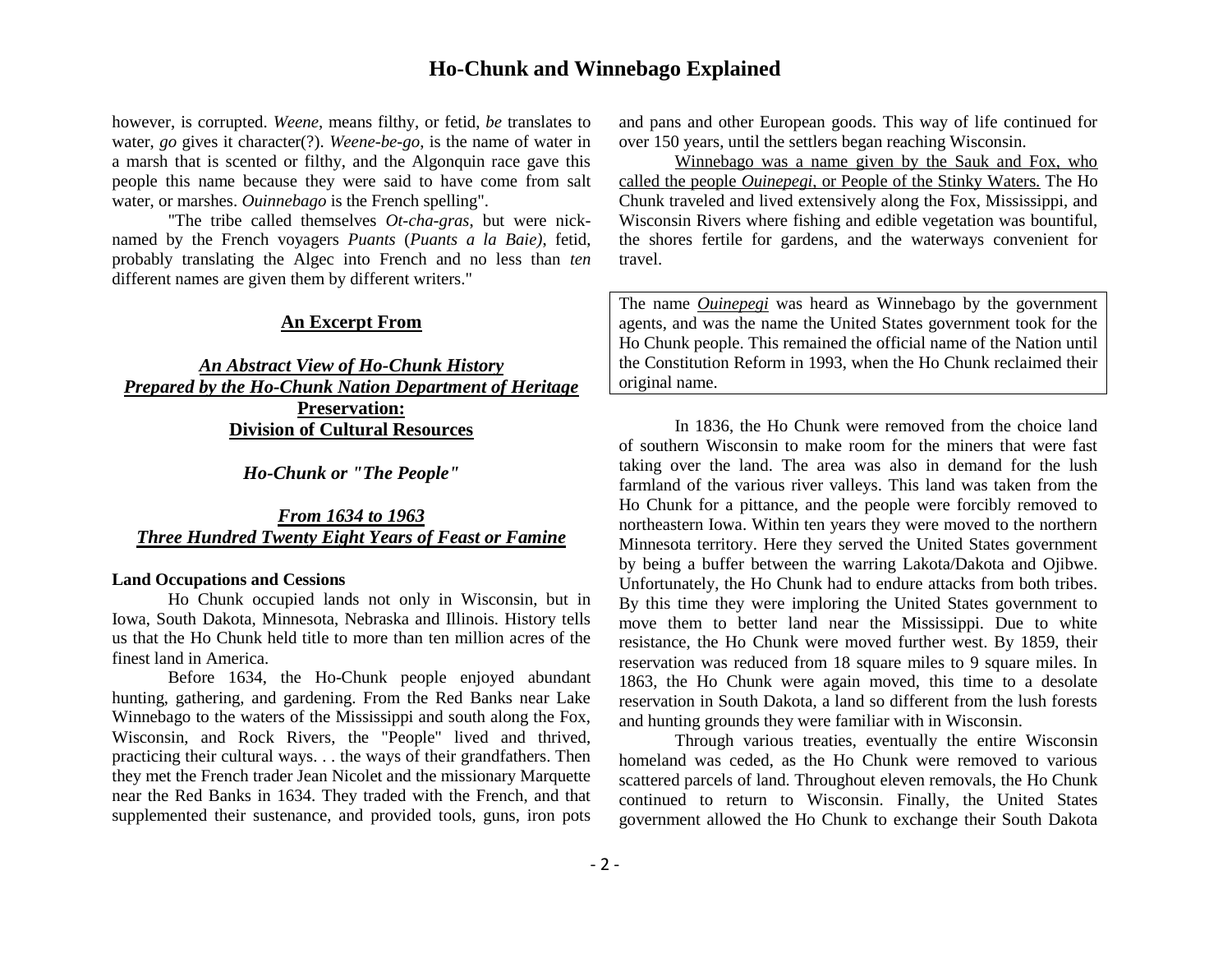however, is corrupted. *Weene*, means filthy, or fetid, *be* translates to water, *go* gives it character(?). *Weene-be-go*, is the name of water in a marsh that is scented or filthy, and the Algonquin race gave this people this name because they were said to have come from salt water, or marshes. *Ouinnebago* is the French spelling".

"The tribe called themselves *Ot-cha-gras*, but were nick-named by the French voyagers *Puants* (*Puants a la Baie)*, fetid, probably translating the Algec into French and no less than *ten* different names are given them by different writers."

## An Excerpt From

## *An Abstract View of Ho-Chunk History*
## *Prepared by the Ho-Chunk Nation Department of Heritage* **Preservation: Division of Cultural Resources**

### *Ho-Chunk or "The People"*

### *From 1634 to 1963*
### *Three Hundred Twenty Eight Years of Feast or Famine*

**Land Occupations and Cessions**

Ho Chunk occupied lands not only in Wisconsin, but in Iowa, South Dakota, Minnesota, Nebraska and Illinois. History tells us that the Ho Chunk held title to more than ten million acres of the finest land in America.

Before 1634, the Ho-Chunk people enjoyed abundant hunting, gathering, and gardening. From the Red Banks near Lake Winnebago to the waters of the Mississippi and south along the Fox, Wisconsin, and Rock Rivers, the "People" lived and thrived, practicing their cultural ways. . . the ways of their grandfathers. Then they met the French trader Jean Nicolet and the missionary Marquette near the Red Banks in 1634. They traded with the French, and that supplemented their sustenance, and provided tools, guns, iron pots and pans and other European goods. This way of life continued for over 150 years, until the settlers began reaching Wisconsin.

Winnebago was a name given by the Sauk and Fox, who called the people *Ouinepegi*, or People of the Stinky Waters. The Ho Chunk traveled and lived extensively along the Fox, Mississippi, and Wisconsin Rivers where fishing and edible vegetation was bountiful, the shores fertile for gardens, and the waterways convenient for travel.

> The name *Ouinepegi* was heard as Winnebago by the government agents, and was the name the United States government took for the Ho Chunk people. This remained the official name of the Nation until the Constitution Reform in 1993, when the Ho Chunk reclaimed their original name.

In 1836, the Ho Chunk were removed from the choice land of southern Wisconsin to make room for the miners that were fast taking over the land. The area was also in demand for the lush farmland of the various river valleys. This land was taken from the Ho Chunk for a pittance, and the people were forcibly removed to northeastern Iowa. Within ten years they were moved to the northern Minnesota territory. Here they served the United States government by being a buffer between the warring Lakota/Dakota and Ojibwe. Unfortunately, the Ho Chunk had to endure attacks from both tribes. By this time they were imploring the United States government to move them to better land near the Mississippi. Due to white resistance, the Ho Chunk were moved further west. By 1859, their reservation was reduced from 18 square miles to 9 square miles. In 1863, the Ho Chunk were again moved, this time to a desolate reservation in South Dakota, a land so different from the lush forests and hunting grounds they were familiar with in Wisconsin.

Through various treaties, eventually the entire Wisconsin homeland was ceded, as the Ho Chunk were removed to various scattered parcels of land. Throughout eleven removals, the Ho Chunk continued to return to Wisconsin. Finally, the United States government allowed the Ho Chunk to exchange their South Dakota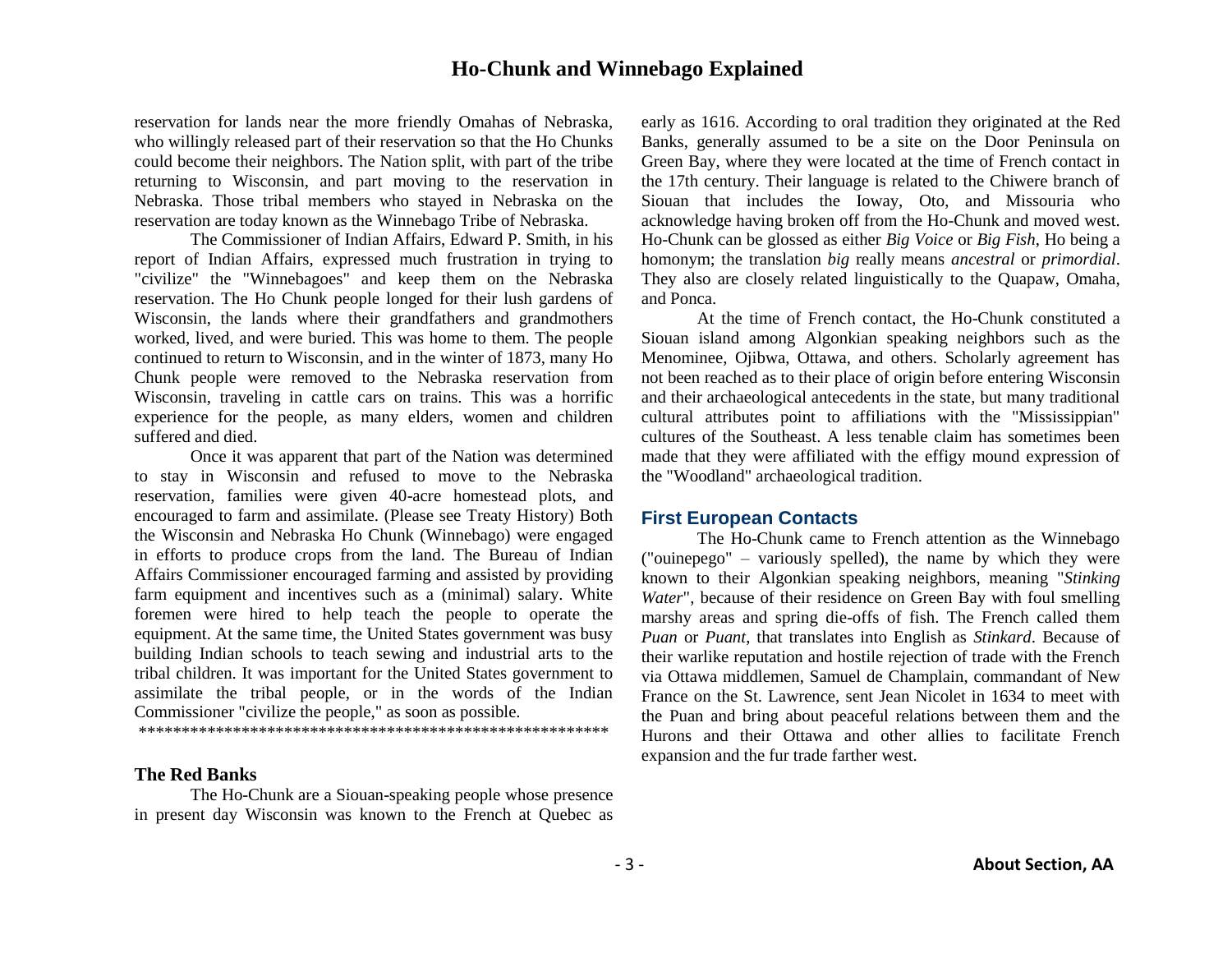reservation for lands near the more friendly Omahas of Nebraska, who willingly released part of their reservation so that the Ho Chunks could become their neighbors. The Nation split, with part of the tribe returning to Wisconsin, and part moving to the reservation in Nebraska. Those tribal members who stayed in Nebraska on the reservation are today known as the Winnebago Tribe of Nebraska.

The Commissioner of Indian Affairs, Edward P. Smith, in his report of Indian Affairs, expressed much frustration in trying to "civilize" the "Winnebagoes" and keep them on the Nebraska reservation. The Ho Chunk people longed for their lush gardens of Wisconsin, the lands where their grandfathers and grandmothers worked, lived, and were buried. This was home to them. The people continued to return to Wisconsin, and in the winter of 1873, many Ho Chunk people were removed to the Nebraska reservation from Wisconsin, traveling in cattle cars on trains. This was a horrific experience for the people, as many elders, women and children suffered and died.

Once it was apparent that part of the Nation was determined to stay in Wisconsin and refused to move to the Nebraska reservation, families were given 40-acre homestead plots, and encouraged to farm and assimilate. (Please see Treaty History) Both the Wisconsin and Nebraska Ho Chunk (Winnebago) were engaged in efforts to produce crops from the land. The Bureau of Indian Affairs Commissioner encouraged farming and assisted by providing farm equipment and incentives such as a (minimal) salary. White foremen were hired to help teach the people to operate the equipment. At the same time, the United States government was busy building Indian schools to teach sewing and industrial arts to the tribal children. It was important for the United States government to assimilate the tribal people, or in the words of the Indian Commissioner "civilize the people," as soon as possible.

*******************************************************

**The Red Banks**

The Ho-Chunk are a Siouan-speaking people whose presence in present day Wisconsin was known to the French at Quebec as early as 1616. According to oral tradition they originated at the Red Banks, generally assumed to be a site on the Door Peninsula on Green Bay, where they were located at the time of French contact in the 17th century. Their language is related to the Chiwere branch of Siouan that includes the Ioway, Oto, and Missouria who acknowledge having broken off from the Ho-Chunk and moved west. Ho-Chunk can be glossed as either *Big Voice* or *Big Fish*, Ho being a homonym; the translation *big* really means *ancestral* or *primordial*. They also are closely related linguistically to the Quapaw, Omaha, and Ponca.

At the time of French contact, the Ho-Chunk constituted a Siouan island among Algonkian speaking neighbors such as the Menominee, Ojibwa, Ottawa, and others. Scholarly agreement has not been reached as to their place of origin before entering Wisconsin and their archaeological antecedents in the state, but many traditional cultural attributes point to affiliations with the "Mississippian" cultures of the Southeast. A less tenable claim has sometimes been made that they were affiliated with the effigy mound expression of the "Woodland" archaeological tradition.

## First European Contacts

The Ho-Chunk came to French attention as the Winnebago ("ouinepego" – variously spelled), the name by which they were known to their Algonkian speaking neighbors, meaning "*Stinking Water*", because of their residence on Green Bay with foul smelling marshy areas and spring die-offs of fish. The French called them *Puan* or *Puant*, that translates into English as *Stinkard*. Because of their warlike reputation and hostile rejection of trade with the French via Ottawa middlemen, Samuel de Champlain, commandant of New France on the St. Lawrence, sent Jean Nicolet in 1634 to meet with the Puan and bring about peaceful relations between them and the Hurons and their Ottawa and other allies to facilitate French expansion and the fur trade farther west.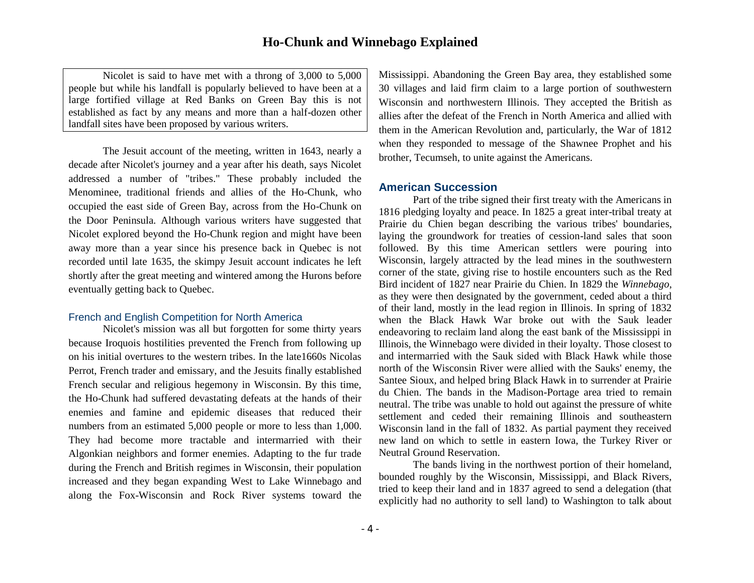Nicolet is said to have met with a throng of 3,000 to 5,000 people but while his landfall is popularly believed to have been at a large fortified village at Red Banks on Green Bay this is not established as fact by any means and more than a half-dozen other landfall sites have been proposed by various writers.

The Jesuit account of the meeting, written in 1643, nearly a decade after Nicolet's journey and a year after his death, says Nicolet addressed a number of "tribes." These probably included the Menominee, traditional friends and allies of the Ho-Chunk, who occupied the east side of Green Bay, across from the Ho-Chunk on the Door Peninsula. Although various writers have suggested that Nicolet explored beyond the Ho-Chunk region and might have been away more than a year since his presence back in Quebec is not recorded until late 1635, the skimpy Jesuit account indicates he left shortly after the great meeting and wintered among the Hurons before eventually getting back to Quebec.

### French and English Competition for North America

Nicolet's mission was all but forgotten for some thirty years because Iroquois hostilities prevented the French from following up on his initial overtures to the western tribes. In the late1660s Nicolas Perrot, French trader and emissary, and the Jesuits finally established French secular and religious hegemony in Wisconsin. By this time, the Ho-Chunk had suffered devastating defeats at the hands of their enemies and famine and epidemic diseases that reduced their numbers from an estimated 5,000 people or more to less than 1,000. They had become more tractable and intermarried with their Algonkian neighbors and former enemies. Adapting to the fur trade during the French and British regimes in Wisconsin, their population increased and they began expanding West to Lake Winnebago and along the Fox-Wisconsin and Rock River systems toward the Mississippi. Abandoning the Green Bay area, they established some 30 villages and laid firm claim to a large portion of southwestern Wisconsin and northwestern Illinois. They accepted the British as allies after the defeat of the French in North America and allied with them in the American Revolution and, particularly, the War of 1812 when they responded to message of the Shawnee Prophet and his brother, Tecumseh, to unite against the Americans.

## American Succession

Part of the tribe signed their first treaty with the Americans in 1816 pledging loyalty and peace. In 1825 a great inter-tribal treaty at Prairie du Chien began describing the various tribes' boundaries, laying the groundwork for treaties of cession-land sales that soon followed. By this time American settlers were pouring into Wisconsin, largely attracted by the lead mines in the southwestern corner of the state, giving rise to hostile encounters such as the Red Bird incident of 1827 near Prairie du Chien. In 1829 the *Winnebago*, as they were then designated by the government, ceded about a third of their land, mostly in the lead region in Illinois. In spring of 1832 when the Black Hawk War broke out with the Sauk leader endeavoring to reclaim land along the east bank of the Mississippi in Illinois, the Winnebago were divided in their loyalty. Those closest to and intermarried with the Sauk sided with Black Hawk while those north of the Wisconsin River were allied with the Sauks' enemy, the Santee Sioux, and helped bring Black Hawk in to surrender at Prairie du Chien. The bands in the Madison-Portage area tried to remain neutral. The tribe was unable to hold out against the pressure of white settlement and ceded their remaining Illinois and southeastern Wisconsin land in the fall of 1832. As partial payment they received new land on which to settle in eastern Iowa, the Turkey River or Neutral Ground Reservation.

The bands living in the northwest portion of their homeland, bounded roughly by the Wisconsin, Mississippi, and Black Rivers, tried to keep their land and in 1837 agreed to send a delegation (that explicitly had no authority to sell land) to Washington to talk about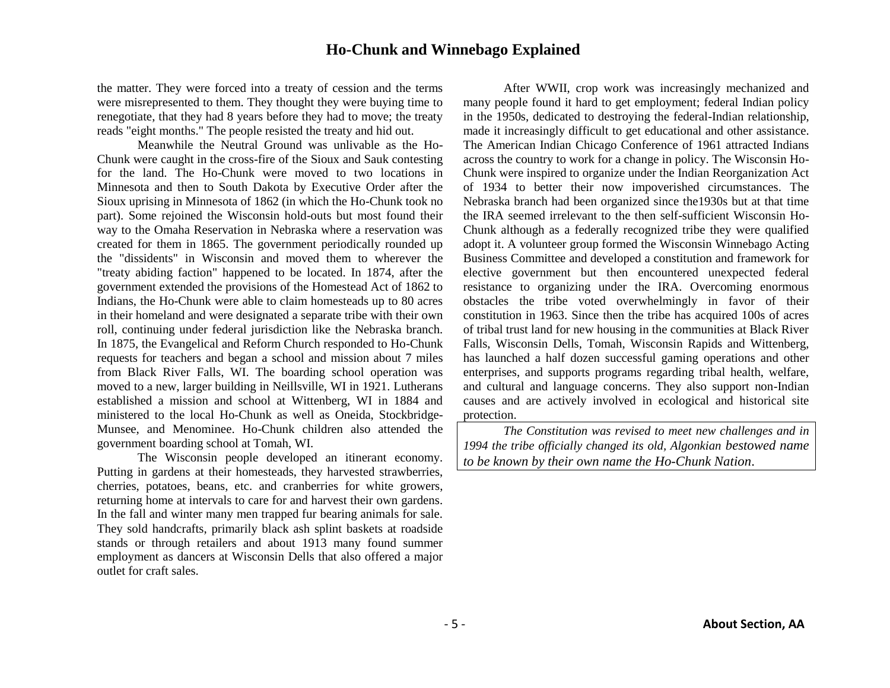the matter. They were forced into a treaty of cession and the terms were misrepresented to them. They thought they were buying time to renegotiate, that they had 8 years before they had to move; the treaty reads "eight months." The people resisted the treaty and hid out.

Meanwhile the Neutral Ground was unlivable as the Ho-Chunk were caught in the cross-fire of the Sioux and Sauk contesting for the land. The Ho-Chunk were moved to two locations in Minnesota and then to South Dakota by Executive Order after the Sioux uprising in Minnesota of 1862 (in which the Ho-Chunk took no part). Some rejoined the Wisconsin hold-outs but most found their way to the Omaha Reservation in Nebraska where a reservation was created for them in 1865. The government periodically rounded up the "dissidents" in Wisconsin and moved them to wherever the "treaty abiding faction" happened to be located. In 1874, after the government extended the provisions of the Homestead Act of 1862 to Indians, the Ho-Chunk were able to claim homesteads up to 80 acres in their homeland and were designated a separate tribe with their own roll, continuing under federal jurisdiction like the Nebraska branch. In 1875, the Evangelical and Reform Church responded to Ho-Chunk requests for teachers and began a school and mission about 7 miles from Black River Falls, WI. The boarding school operation was moved to a new, larger building in Neillsville, WI in 1921. Lutherans established a mission and school at Wittenberg, WI in 1884 and ministered to the local Ho-Chunk as well as Oneida, Stockbridge-Munsee, and Menominee. Ho-Chunk children also attended the government boarding school at Tomah, WI.

The Wisconsin people developed an itinerant economy. Putting in gardens at their homesteads, they harvested strawberries, cherries, potatoes, beans, etc. and cranberries for white growers, returning home at intervals to care for and harvest their own gardens. In the fall and winter many men trapped fur bearing animals for sale. They sold handcrafts, primarily black ash splint baskets at roadside stands or through retailers and about 1913 many found summer employment as dancers at Wisconsin Dells that also offered a major outlet for craft sales.

After WWII, crop work was increasingly mechanized and many people found it hard to get employment; federal Indian policy in the 1950s, dedicated to destroying the federal-Indian relationship, made it increasingly difficult to get educational and other assistance. The American Indian Chicago Conference of 1961 attracted Indians across the country to work for a change in policy. The Wisconsin Ho-Chunk were inspired to organize under the Indian Reorganization Act of 1934 to better their now impoverished circumstances. The Nebraska branch had been organized since the1930s but at that time the IRA seemed irrelevant to the then self-sufficient Wisconsin Ho-Chunk although as a federally recognized tribe they were qualified adopt it. A volunteer group formed the Wisconsin Winnebago Acting Business Committee and developed a constitution and framework for elective government but then encountered unexpected federal resistance to organizing under the IRA. Overcoming enormous obstacles the tribe voted overwhelmingly in favor of their constitution in 1963. Since then the tribe has acquired 100s of acres of tribal trust land for new housing in the communities at Black River Falls, Wisconsin Dells, Tomah, Wisconsin Rapids and Wittenberg, has launched a half dozen successful gaming operations and other enterprises, and supports programs regarding tribal health, welfare, and cultural and language concerns. They also support non-Indian causes and are actively involved in ecological and historical site protection.

*The Constitution was revised to meet new challenges and in 1994 the tribe officially changed its old, Algonkian bestowed name to be known by their own name the Ho-Chunk Nation.*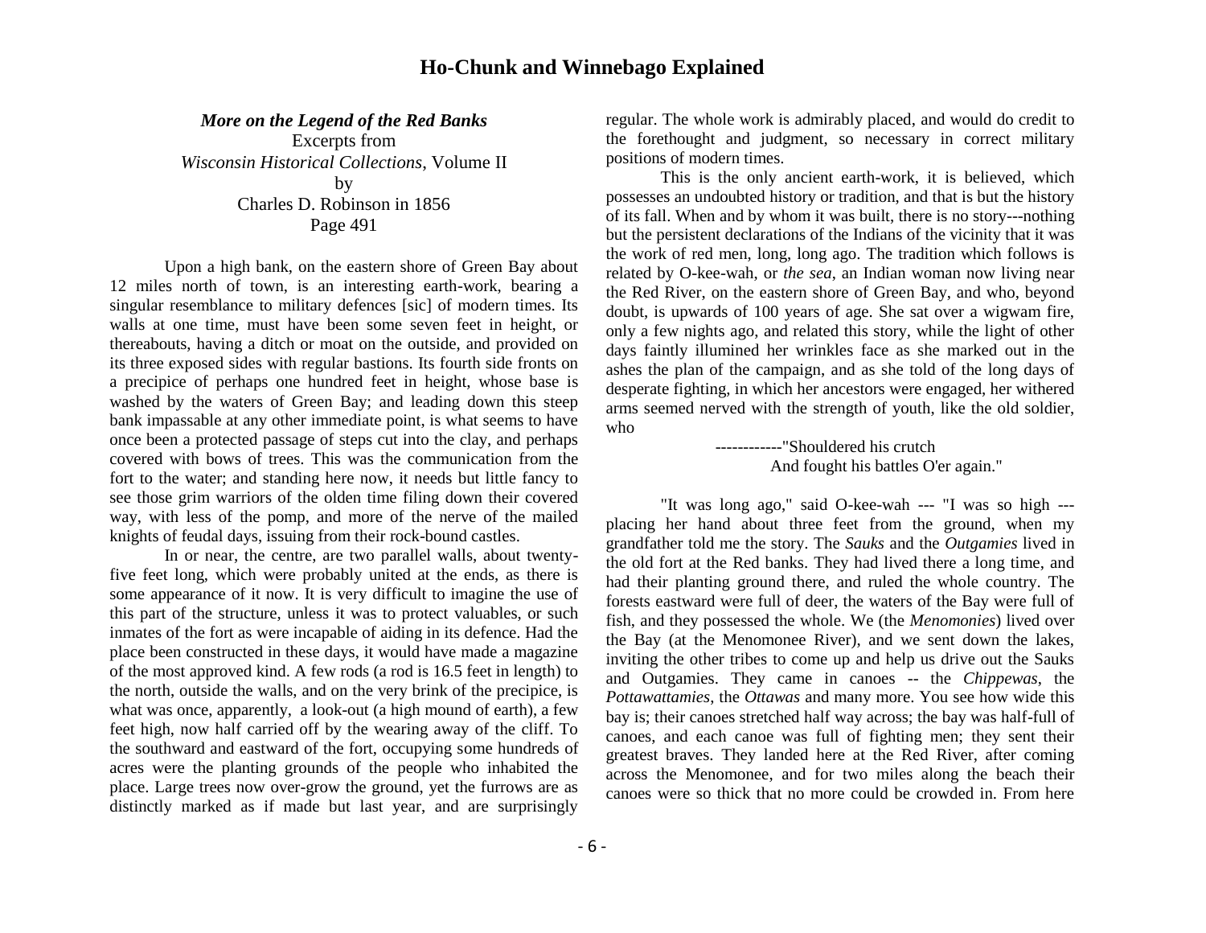### *More on the Legend of the Red Banks*

Excerpts from
*Wisconsin Historical Collections*, Volume II
by
Charles D. Robinson in 1856
Page 491

Upon a high bank, on the eastern shore of Green Bay about 12 miles north of town, is an interesting earth-work, bearing a singular resemblance to military defences [sic] of modern times. Its walls at one time, must have been some seven feet in height, or thereabouts, having a ditch or moat on the outside, and provided on its three exposed sides with regular bastions. Its fourth side fronts on a precipice of perhaps one hundred feet in height, whose base is washed by the waters of Green Bay; and leading down this steep bank impassable at any other immediate point, is what seems to have once been a protected passage of steps cut into the clay, and perhaps covered with bows of trees. This was the communication from the fort to the water; and standing here now, it needs but little fancy to see those grim warriors of the olden time filing down their covered way, with less of the pomp, and more of the nerve of the mailed knights of feudal days, issuing from their rock-bound castles.

In or near, the centre, are two parallel walls, about twenty-five feet long, which were probably united at the ends, as there is some appearance of it now. It is very difficult to imagine the use of this part of the structure, unless it was to protect valuables, or such inmates of the fort as were incapable of aiding in its defence. Had the place been constructed in these days, it would have made a magazine of the most approved kind. A few rods (a rod is 16.5 feet in length) to the north, outside the walls, and on the very brink of the precipice, is what was once, apparently, a look-out (a high mound of earth), a few feet high, now half carried off by the wearing away of the cliff. To the southward and eastward of the fort, occupying some hundreds of acres were the planting grounds of the people who inhabited the place. Large trees now over-grow the ground, yet the furrows are as distinctly marked as if made but last year, and are surprisingly regular. The whole work is admirably placed, and would do credit to the forethought and judgment, so necessary in correct military positions of modern times.

This is the only ancient earth-work, it is believed, which possesses an undoubted history or tradition, and that is but the history of its fall. When and by whom it was built, there is no story---nothing but the persistent declarations of the Indians of the vicinity that it was the work of red men, long, long ago. The tradition which follows is related by O-kee-wah, or *the sea*, an Indian woman now living near the Red River, on the eastern shore of Green Bay, and who, beyond doubt, is upwards of 100 years of age. She sat over a wigwam fire, only a few nights ago, and related this story, while the light of other days faintly illumined her wrinkles face as she marked out in the ashes the plan of the campaign, and as she told of the long days of desperate fighting, in which her ancestors were engaged, her withered arms seemed nerved with the strength of youth, like the old soldier, who

> ------------"Shouldered his crutch
> And fought his battles O'er again."

"It was long ago," said O-kee-wah --- "I was so high --- placing her hand about three feet from the ground, when my grandfather told me the story. The *Sauks* and the *Outgamies* lived in the old fort at the Red banks. They had lived there a long time, and had their planting ground there, and ruled the whole country. The forests eastward were full of deer, the waters of the Bay were full of fish, and they possessed the whole. We (the *Menomonies*) lived over the Bay (at the Menomonee River), and we sent down the lakes, inviting the other tribes to come up and help us drive out the Sauks and Outgamies. They came in canoes -- the *Chippewas*, the *Pottawattamies*, the *Ottawas* and many more. You see how wide this bay is; their canoes stretched half way across; the bay was half-full of canoes, and each canoe was full of fighting men; they sent their greatest braves. They landed here at the Red River, after coming across the Menomonee, and for two miles along the beach their canoes were so thick that no more could be crowded in. From here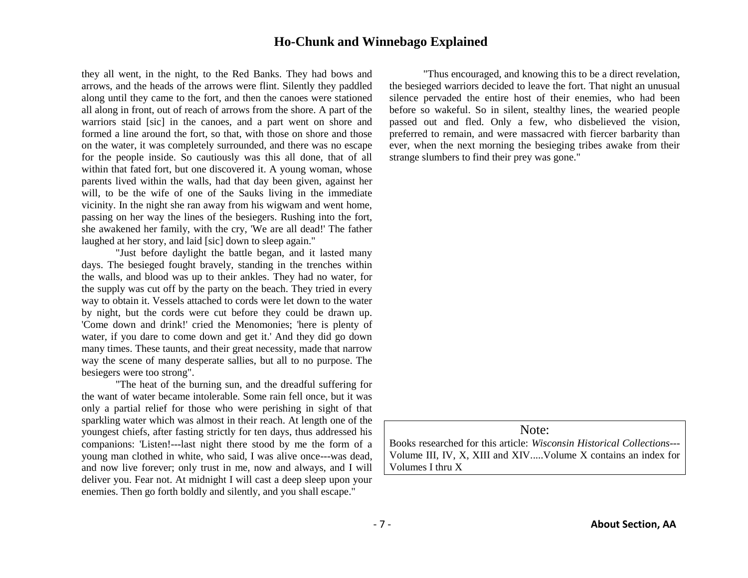they all went, in the night, to the Red Banks. They had bows and arrows, and the heads of the arrows were flint. Silently they paddled along until they came to the fort, and then the canoes were stationed all along in front, out of reach of arrows from the shore. A part of the warriors staid [sic] in the canoes, and a part went on shore and formed a line around the fort, so that, with those on shore and those on the water, it was completely surrounded, and there was no escape for the people inside. So cautiously was this all done, that of all within that fated fort, but one discovered it. A young woman, whose parents lived within the walls, had that day been given, against her will, to be the wife of one of the Sauks living in the immediate vicinity. In the night she ran away from his wigwam and went home, passing on her way the lines of the besiegers. Rushing into the fort, she awakened her family, with the cry, 'We are all dead!' The father laughed at her story, and laid [sic] down to sleep again."

"Just before daylight the battle began, and it lasted many days. The besieged fought bravely, standing in the trenches within the walls, and blood was up to their ankles. They had no water, for the supply was cut off by the party on the beach. They tried in every way to obtain it. Vessels attached to cords were let down to the water by night, but the cords were cut before they could be drawn up. 'Come down and drink!' cried the Menomonies; 'here is plenty of water, if you dare to come down and get it.' And they did go down many times. These taunts, and their great necessity, made that narrow way the scene of many desperate sallies, but all to no purpose. The besiegers were too strong".

"The heat of the burning sun, and the dreadful suffering for the want of water became intolerable. Some rain fell once, but it was only a partial relief for those who were perishing in sight of that sparkling water which was almost in their reach. At length one of the youngest chiefs, after fasting strictly for ten days, thus addressed his companions: 'Listen!---last night there stood by me the form of a young man clothed in white, who said, I was alive once---was dead, and now live forever; only trust in me, now and always, and I will deliver you. Fear not. At midnight I will cast a deep sleep upon your enemies. Then go forth boldly and silently, and you shall escape."

"Thus encouraged, and knowing this to be a direct revelation, the besieged warriors decided to leave the fort. That night an unusual silence pervaded the entire host of their enemies, who had been before so wakeful. So in silent, stealthy lines, the wearied people passed out and fled. Only a few, who disbelieved the vision, preferred to remain, and were massacred with fiercer barbarity than ever, when the next morning the besieging tribes awake from their strange slumbers to find their prey was gone."

Note:

Books researched for this article: *Wisconsin Historical Collections*---Volume III, IV, X, XIII and XIV.....Volume X contains an index for Volumes I thru X